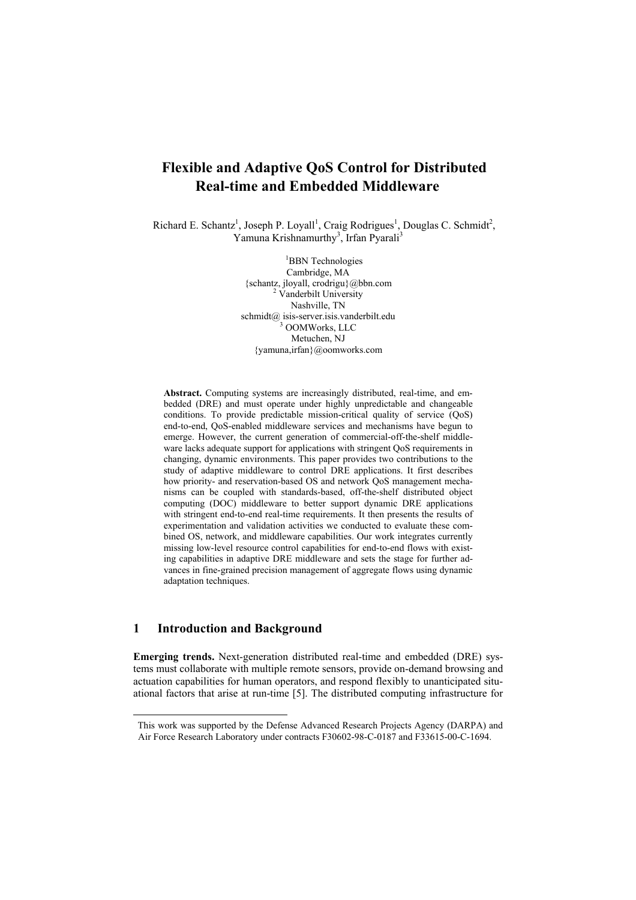# Flexible and Adaptive QoS Control for Distributed Real-time and Embedded Middleware

Richard E. Schantz[1], Joseph P. Loyall[1], Craig Rodrigues[1], Douglas C. Schmidt[2], Yamuna Krishnamurthy[3], Irfan Pyarali[3]

[1]BBN Technologies
Cambridge, MA
{schantz, jloyall, crodrigu}@bbn.com
[2] Vanderbilt University
Nashville, TN
schmidt@ isis-server.isis.vanderbilt.edu
[3] OOMWorks, LLC
Metuchen, NJ
{yamuna,irfan}@oomworks.com

**Abstract.** Computing systems are increasingly distributed, real-time, and embedded (DRE) and must operate under highly unpredictable and changeable conditions. To provide predictable mission-critical quality of service (QoS) end-to-end, QoS-enabled middleware services and mechanisms have begun to emerge. However, the current generation of commercial-off-the-shelf middleware lacks adequate support for applications with stringent QoS requirements in changing, dynamic environments. This paper provides two contributions to the study of adaptive middleware to control DRE applications. It first describes how priority- and reservation-based OS and network QoS management mechanisms can be coupled with standards-based, off-the-shelf distributed object computing (DOC) middleware to better support dynamic DRE applications with stringent end-to-end real-time requirements. It then presents the results of experimentation and validation activities we conducted to evaluate these combined OS, network, and middleware capabilities. Our work integrates currently missing low-level resource control capabilities for end-to-end flows with existing capabilities in adaptive DRE middleware and sets the stage for further advances in fine-grained precision management of aggregate flows using dynamic adaptation techniques.

## 1 Introduction and Background

**Emerging trends.** Next-generation distributed real-time and embedded (DRE) systems must collaborate with multiple remote sensors, provide on-demand browsing and actuation capabilities for human operators, and respond flexibly to unanticipated situational factors that arise at run-time [5]. The distributed computing infrastructure for

This work was supported by the Defense Advanced Research Projects Agency (DARPA) and Air Force Research Laboratory under contracts F30602-98-C-0187 and F33615-00-C-1694.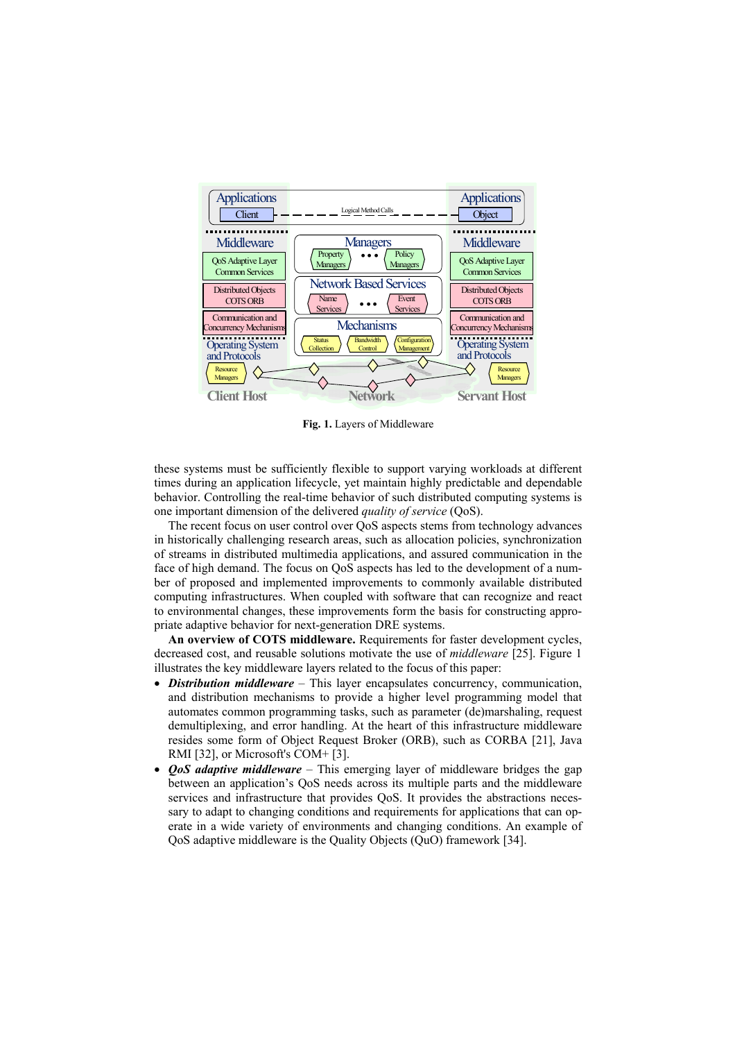Applications
Client
Logical Method Calls
Applications
Object
Middleware
QoS Adaptive Layer
Common Services
Distributed Objects
COTS ORB
Communication and
Concurrency Mechanisms
Operating System
and Protocols
Resource
Managers
Managers
Property
Managers
Policy
Managers
Network Based Services
Name
Services
Event
Services
Mechanisms
Status
Collection
Bandwidth
Control
Configuration
Management
Middleware
QoS Adaptive Layer
Common Services
Distributed Objects
COTS ORB
Communication and
Concurrency Mechanisms
Operating System
and Protocols
Resource
Managers
Client Host
Network
Servant Host

**Fig. 1.** Layers of Middleware

these systems must be sufficiently flexible to support varying workloads at different times during an application lifecycle, yet maintain highly predictable and dependable behavior. Controlling the real-time behavior of such distributed computing systems is one important dimension of the delivered *quality of service* (QoS).

The recent focus on user control over QoS aspects stems from technology advances in historically challenging research areas, such as allocation policies, synchronization of streams in distributed multimedia applications, and assured communication in the face of high demand. The focus on QoS aspects has led to the development of a number of proposed and implemented improvements to commonly available distributed computing infrastructures. When coupled with software that can recognize and react to environmental changes, these improvements form the basis for constructing appropriate adaptive behavior for next-generation DRE systems.

**An overview of COTS middleware.** Requirements for faster development cycles, decreased cost, and reusable solutions motivate the use of *middleware* [25]. Figure 1 illustrates the key middleware layers related to the focus of this paper:

- ***Distribution middleware*** – This layer encapsulates concurrency, communication, and distribution mechanisms to provide a higher level programming model that automates common programming tasks, such as parameter (de)marshaling, request demultiplexing, and error handling. At the heart of this infrastructure middleware resides some form of Object Request Broker (ORB), such as CORBA [21], Java RMI [32], or Microsoft's COM+ [3].
- ***QoS adaptive middleware*** – This emerging layer of middleware bridges the gap between an application's QoS needs across its multiple parts and the middleware services and infrastructure that provides QoS. It provides the abstractions necessary to adapt to changing conditions and requirements for applications that can operate in a wide variety of environments and changing conditions. An example of QoS adaptive middleware is the Quality Objects (QuO) framework [34].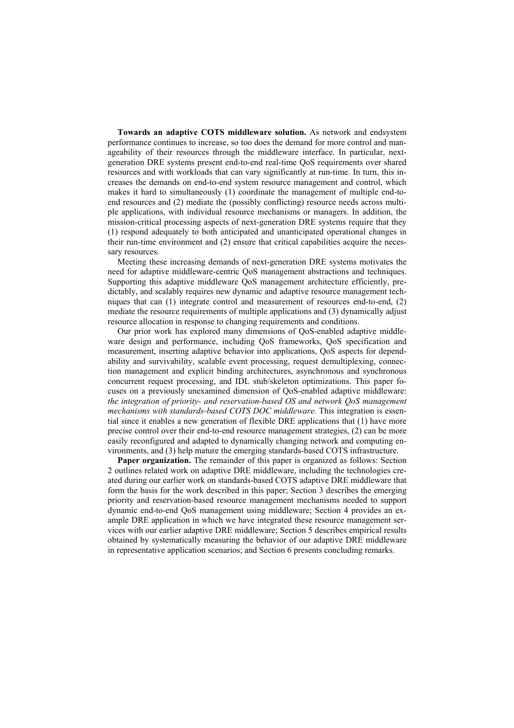**Towards an adaptive COTS middleware solution.** As network and endsystem performance continues to increase, so too does the demand for more control and manageability of their resources through the middleware interface. In particular, next-generation DRE systems present end-to-end real-time QoS requirements over shared resources and with workloads that can vary significantly at run-time. In turn, this increases the demands on end-to-end system resource management and control, which makes it hard to simultaneously (1) coordinate the management of multiple end-to-end resources and (2) mediate the (possibly conflicting) resource needs across multiple applications, with individual resource mechanisms or managers. In addition, the mission-critical processing aspects of next-generation DRE systems require that they (1) respond adequately to both anticipated and unanticipated operational changes in their run-time environment and (2) ensure that critical capabilities acquire the necessary resources.

Meeting these increasing demands of next-generation DRE systems motivates the need for adaptive middleware-centric QoS management abstractions and techniques. Supporting this adaptive middleware QoS management architecture efficiently, predictably, and scalably requires new dynamic and adaptive resource management techniques that can (1) integrate control and measurement of resources end-to-end, (2) mediate the resource requirements of multiple applications and (3) dynamically adjust resource allocation in response to changing requirements and conditions.

Our prior work has explored many dimensions of QoS-enabled adaptive middleware design and performance, including QoS frameworks, QoS specification and measurement, inserting adaptive behavior into applications, QoS aspects for dependability and survivability, scalable event processing, request demultiplexing, connection management and explicit binding architectures, asynchronous and synchronous concurrent request processing, and IDL stub/skeleton optimizations. This paper focuses on a previously unexamined dimension of QoS-enabled adaptive middleware: *the integration of priority- and reservation-based OS and network QoS management mechanisms with standards-based COTS DOC middleware.* This integration is essential since it enables a new generation of flexible DRE applications that (1) have more precise control over their end-to-end resource management strategies, (2) can be more easily reconfigured and adapted to dynamically changing network and computing environments, and (3) help mature the emerging standards-based COTS infrastructure.

**Paper organization.** The remainder of this paper is organized as follows: Section 2 outlines related work on adaptive DRE middleware, including the technologies created during our earlier work on standards-based COTS adaptive DRE middleware that form the basis for the work described in this paper; Section 3 describes the emerging priority and reservation-based resource management mechanisms needed to support dynamic end-to-end QoS management using middleware; Section 4 provides an example DRE application in which we have integrated these resource management services with our earlier adaptive DRE middleware; Section 5 describes empirical results obtained by systematically measuring the behavior of our adaptive DRE middleware in representative application scenarios; and Section 6 presents concluding remarks.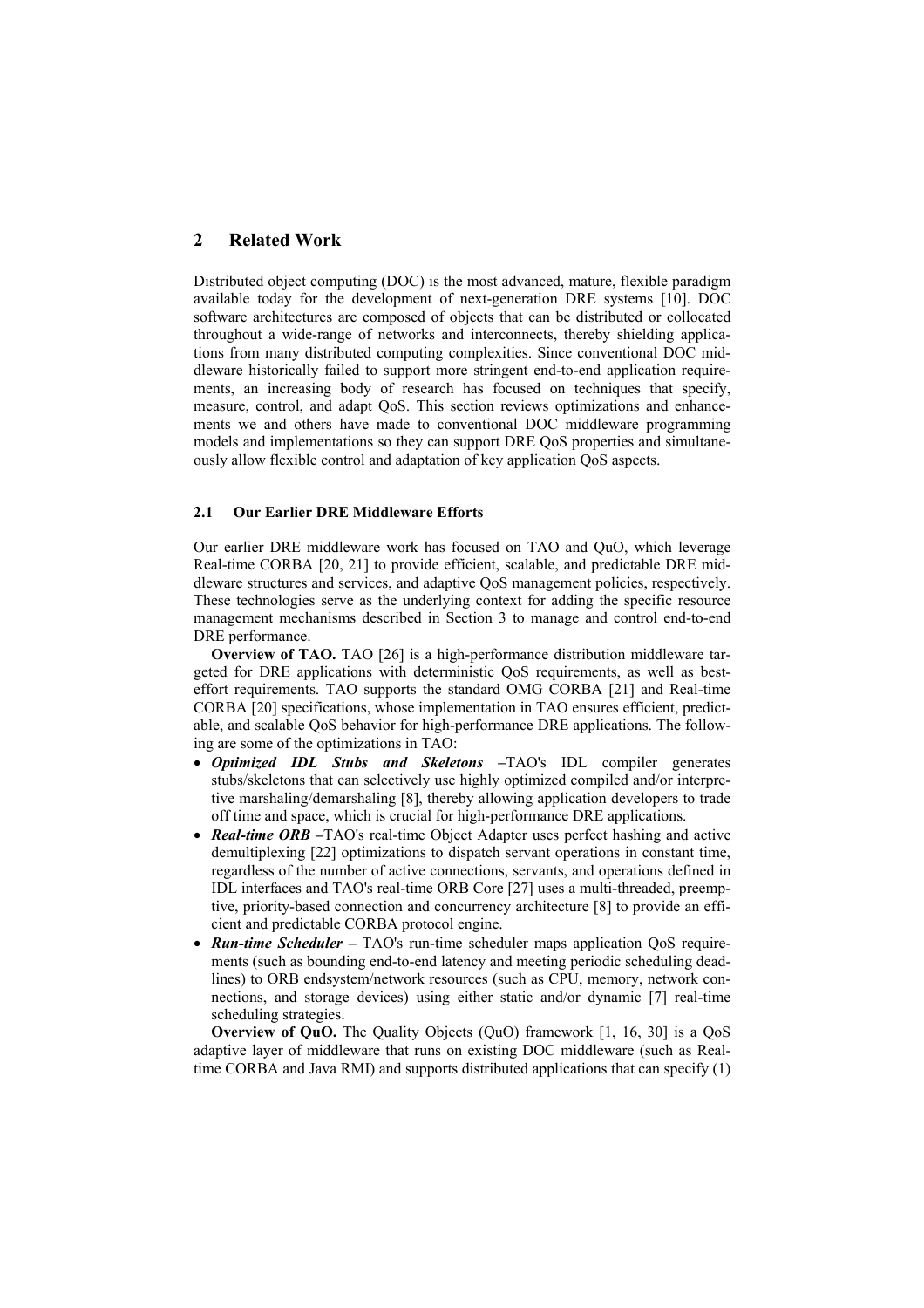## 2 Related Work

Distributed object computing (DOC) is the most advanced, mature, flexible paradigm available today for the development of next-generation DRE systems [10]. DOC software architectures are composed of objects that can be distributed or collocated throughout a wide-range of networks and interconnects, thereby shielding applications from many distributed computing complexities. Since conventional DOC middleware historically failed to support more stringent end-to-end application requirements, an increasing body of research has focused on techniques that specify, measure, control, and adapt QoS. This section reviews optimizations and enhancements we and others have made to conventional DOC middleware programming models and implementations so they can support DRE QoS properties and simultaneously allow flexible control and adaptation of key application QoS aspects.

### 2.1 Our Earlier DRE Middleware Efforts

Our earlier DRE middleware work has focused on TAO and QuO, which leverage Real-time CORBA [20, 21] to provide efficient, scalable, and predictable DRE middleware structures and services, and adaptive QoS management policies, respectively. These technologies serve as the underlying context for adding the specific resource management mechanisms described in Section 3 to manage and control end-to-end DRE performance.

**Overview of TAO.** TAO [26] is a high-performance distribution middleware targeted for DRE applications with deterministic QoS requirements, as well as best-effort requirements. TAO supports the standard OMG CORBA [21] and Real-time CORBA [20] specifications, whose implementation in TAO ensures efficient, predictable, and scalable QoS behavior for high-performance DRE applications. The following are some of the optimizations in TAO:

- ***Optimized IDL Stubs and Skeletons*** –TAO's IDL compiler generates stubs/skeletons that can selectively use highly optimized compiled and/or interpretive marshaling/demarshaling [8], thereby allowing application developers to trade off time and space, which is crucial for high-performance DRE applications.
- ***Real-time ORB*** –TAO's real-time Object Adapter uses perfect hashing and active demultiplexing [22] optimizations to dispatch servant operations in constant time, regardless of the number of active connections, servants, and operations defined in IDL interfaces and TAO's real-time ORB Core [27] uses a multi-threaded, preemptive, priority-based connection and concurrency architecture [8] to provide an efficient and predictable CORBA protocol engine.
- ***Run-time Scheduler*** – TAO's run-time scheduler maps application QoS requirements (such as bounding end-to-end latency and meeting periodic scheduling deadlines) to ORB endsystem/network resources (such as CPU, memory, network connections, and storage devices) using either static and/or dynamic [7] real-time scheduling strategies.

**Overview of QuO.** The Quality Objects (QuO) framework [1, 16, 30] is a QoS adaptive layer of middleware that runs on existing DOC middleware (such as Real-time CORBA and Java RMI) and supports distributed applications that can specify (1)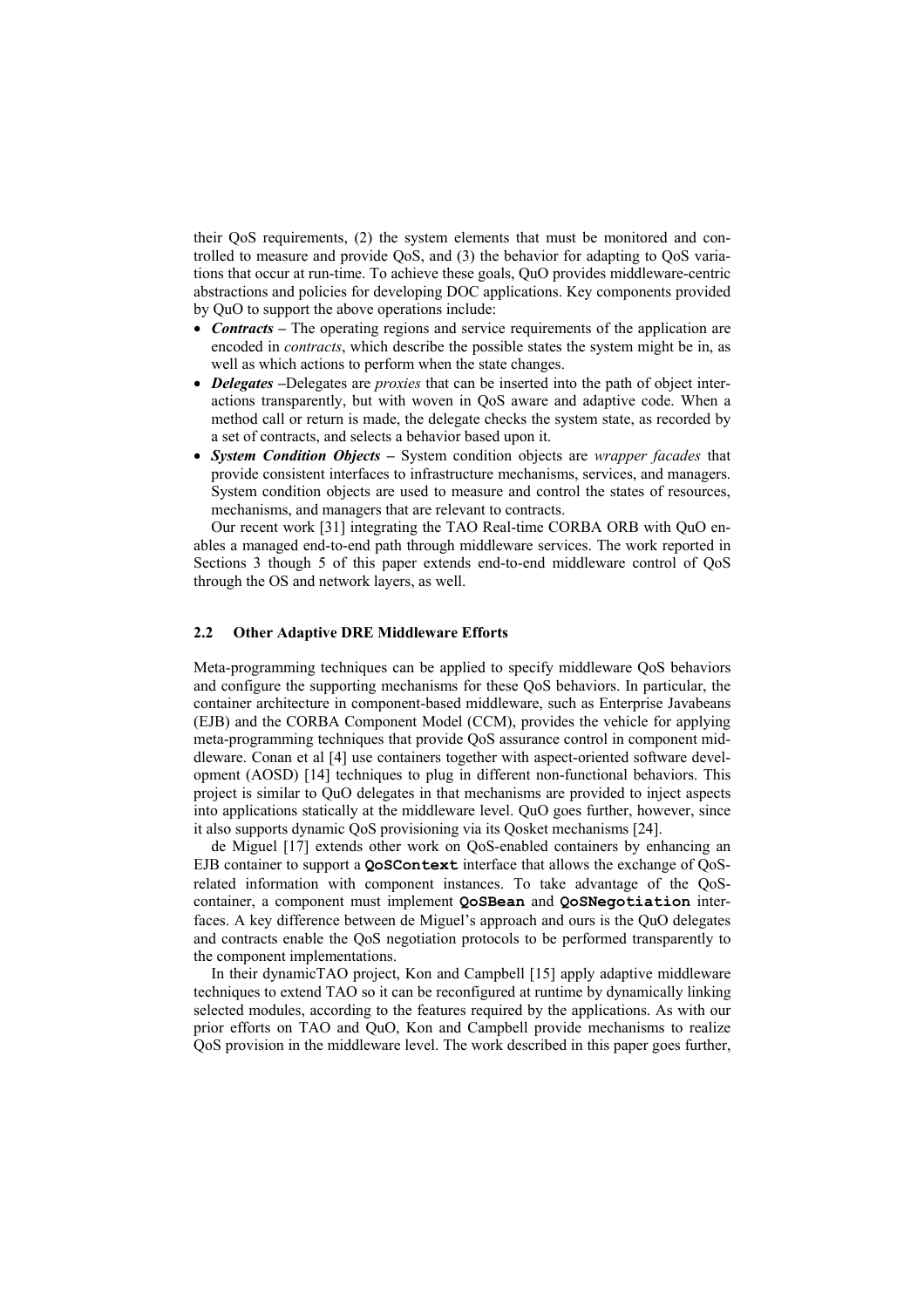their QoS requirements, (2) the system elements that must be monitored and controlled to measure and provide QoS, and (3) the behavior for adapting to QoS variations that occur at run-time. To achieve these goals, QuO provides middleware-centric abstractions and policies for developing DOC applications. Key components provided by QuO to support the above operations include:

- ***Contracts*** **–** The operating regions and service requirements of the application are encoded in *contracts*, which describe the possible states the system might be in, as well as which actions to perform when the state changes.
- ***Delegates*** **–**Delegates are *proxies* that can be inserted into the path of object interactions transparently, but with woven in QoS aware and adaptive code. When a method call or return is made, the delegate checks the system state, as recorded by a set of contracts, and selects a behavior based upon it.
- ***System Condition Objects*** **–** System condition objects are *wrapper facades* that provide consistent interfaces to infrastructure mechanisms, services, and managers. System condition objects are used to measure and control the states of resources, mechanisms, and managers that are relevant to contracts.

Our recent work [31] integrating the TAO Real-time CORBA ORB with QuO enables a managed end-to-end path through middleware services. The work reported in Sections 3 though 5 of this paper extends end-to-end middleware control of QoS through the OS and network layers, as well.

### 2.2 Other Adaptive DRE Middleware Efforts

Meta-programming techniques can be applied to specify middleware QoS behaviors and configure the supporting mechanisms for these QoS behaviors. In particular, the container architecture in component-based middleware, such as Enterprise Javabeans (EJB) and the CORBA Component Model (CCM), provides the vehicle for applying meta-programming techniques that provide QoS assurance control in component middleware. Conan et al [4] use containers together with aspect-oriented software development (AOSD) [14] techniques to plug in different non-functional behaviors. This project is similar to QuO delegates in that mechanisms are provided to inject aspects into applications statically at the middleware level. QuO goes further, however, since it also supports dynamic QoS provisioning via its Qosket mechanisms [24].

de Miguel [17] extends other work on QoS-enabled containers by enhancing an EJB container to support a **`QoSContext`** interface that allows the exchange of QoS-related information with component instances. To take advantage of the QoS-container, a component must implement **`QoSBean`** and **`QoSNegotiation`** interfaces. A key difference between de Miguel's approach and ours is the QuO delegates and contracts enable the QoS negotiation protocols to be performed transparently to the component implementations.

In their dynamicTAO project, Kon and Campbell [15] apply adaptive middleware techniques to extend TAO so it can be reconfigured at runtime by dynamically linking selected modules, according to the features required by the applications. As with our prior efforts on TAO and QuO, Kon and Campbell provide mechanisms to realize QoS provision in the middleware level. The work described in this paper goes further,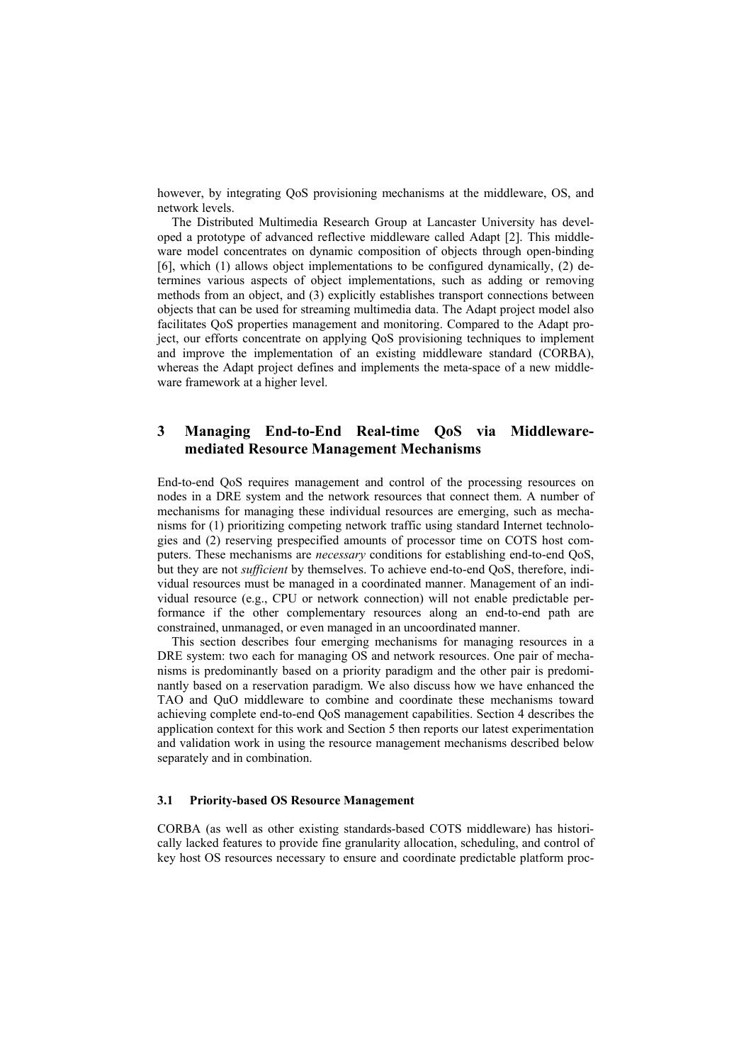however, by integrating QoS provisioning mechanisms at the middleware, OS, and network levels.

The Distributed Multimedia Research Group at Lancaster University has developed a prototype of advanced reflective middleware called Adapt [2]. This middleware model concentrates on dynamic composition of objects through open-binding [6], which (1) allows object implementations to be configured dynamically, (2) determines various aspects of object implementations, such as adding or removing methods from an object, and (3) explicitly establishes transport connections between objects that can be used for streaming multimedia data. The Adapt project model also facilitates QoS properties management and monitoring. Compared to the Adapt project, our efforts concentrate on applying QoS provisioning techniques to implement and improve the implementation of an existing middleware standard (CORBA), whereas the Adapt project defines and implements the meta-space of a new middleware framework at a higher level.

## 3 Managing End-to-End Real-time QoS via Middleware-mediated Resource Management Mechanisms

End-to-end QoS requires management and control of the processing resources on nodes in a DRE system and the network resources that connect them. A number of mechanisms for managing these individual resources are emerging, such as mechanisms for (1) prioritizing competing network traffic using standard Internet technologies and (2) reserving prespecified amounts of processor time on COTS host computers. These mechanisms are *necessary* conditions for establishing end-to-end QoS, but they are not *sufficient* by themselves. To achieve end-to-end QoS, therefore, individual resources must be managed in a coordinated manner. Management of an individual resource (e.g., CPU or network connection) will not enable predictable performance if the other complementary resources along an end-to-end path are constrained, unmanaged, or even managed in an uncoordinated manner.

This section describes four emerging mechanisms for managing resources in a DRE system: two each for managing OS and network resources. One pair of mechanisms is predominantly based on a priority paradigm and the other pair is predominantly based on a reservation paradigm. We also discuss how we have enhanced the TAO and QuO middleware to combine and coordinate these mechanisms toward achieving complete end-to-end QoS management capabilities. Section 4 describes the application context for this work and Section 5 then reports our latest experimentation and validation work in using the resource management mechanisms described below separately and in combination.

### 3.1 Priority-based OS Resource Management

CORBA (as well as other existing standards-based COTS middleware) has historically lacked features to provide fine granularity allocation, scheduling, and control of key host OS resources necessary to ensure and coordinate predictable platform proc-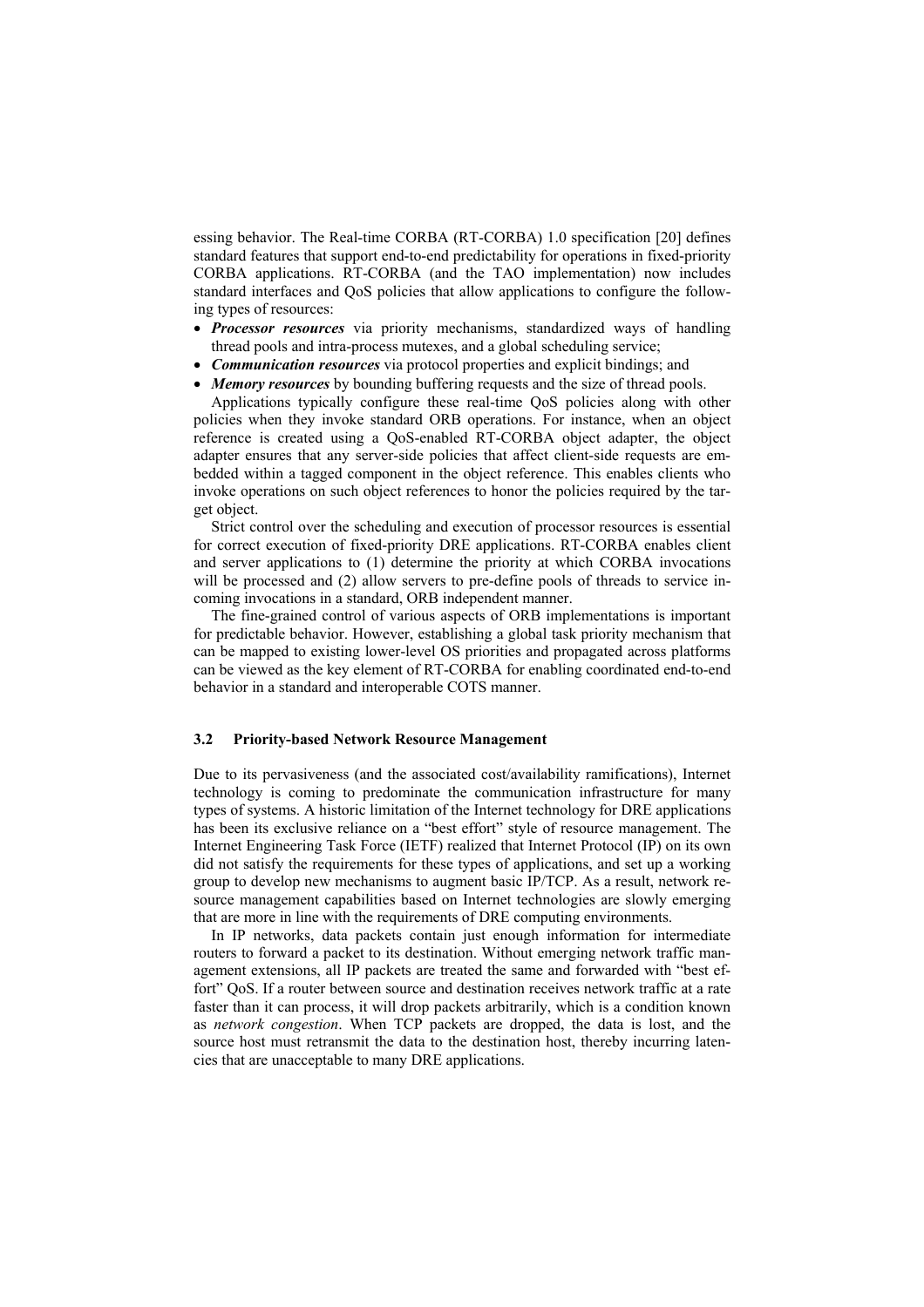essing behavior. The Real-time CORBA (RT-CORBA) 1.0 specification [20] defines standard features that support end-to-end predictability for operations in fixed-priority CORBA applications. RT-CORBA (and the TAO implementation) now includes standard interfaces and QoS policies that allow applications to configure the following types of resources:

- ***Processor resources*** via priority mechanisms, standardized ways of handling thread pools and intra-process mutexes, and a global scheduling service;
- ***Communication resources*** via protocol properties and explicit bindings; and
- ***Memory resources*** by bounding buffering requests and the size of thread pools.

Applications typically configure these real-time QoS policies along with other policies when they invoke standard ORB operations. For instance, when an object reference is created using a QoS-enabled RT-CORBA object adapter, the object adapter ensures that any server-side policies that affect client-side requests are embedded within a tagged component in the object reference. This enables clients who invoke operations on such object references to honor the policies required by the target object.

Strict control over the scheduling and execution of processor resources is essential for correct execution of fixed-priority DRE applications. RT-CORBA enables client and server applications to (1) determine the priority at which CORBA invocations will be processed and (2) allow servers to pre-define pools of threads to service incoming invocations in a standard, ORB independent manner.

The fine-grained control of various aspects of ORB implementations is important for predictable behavior. However, establishing a global task priority mechanism that can be mapped to existing lower-level OS priorities and propagated across platforms can be viewed as the key element of RT-CORBA for enabling coordinated end-to-end behavior in a standard and interoperable COTS manner.

### 3.2 Priority-based Network Resource Management

Due to its pervasiveness (and the associated cost/availability ramifications), Internet technology is coming to predominate the communication infrastructure for many types of systems. A historic limitation of the Internet technology for DRE applications has been its exclusive reliance on a "best effort" style of resource management. The Internet Engineering Task Force (IETF) realized that Internet Protocol (IP) on its own did not satisfy the requirements for these types of applications, and set up a working group to develop new mechanisms to augment basic IP/TCP. As a result, network resource management capabilities based on Internet technologies are slowly emerging that are more in line with the requirements of DRE computing environments.

In IP networks, data packets contain just enough information for intermediate routers to forward a packet to its destination. Without emerging network traffic management extensions, all IP packets are treated the same and forwarded with "best effort" QoS. If a router between source and destination receives network traffic at a rate faster than it can process, it will drop packets arbitrarily, which is a condition known as *network congestion*. When TCP packets are dropped, the data is lost, and the source host must retransmit the data to the destination host, thereby incurring latencies that are unacceptable to many DRE applications.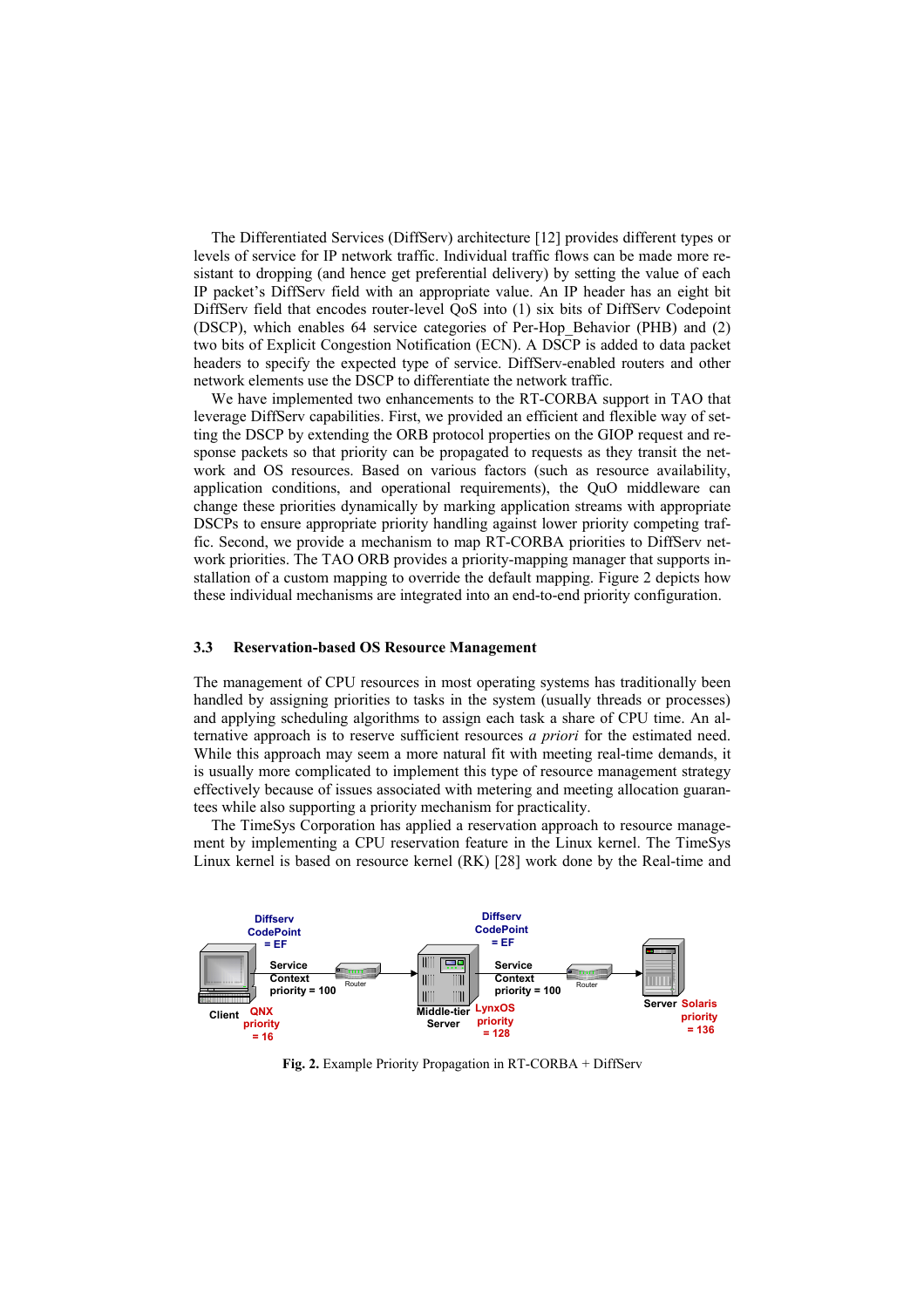The Differentiated Services (DiffServ) architecture [12] provides different types or levels of service for IP network traffic. Individual traffic flows can be made more resistant to dropping (and hence get preferential delivery) by setting the value of each IP packet's DiffServ field with an appropriate value. An IP header has an eight bit DiffServ field that encodes router-level QoS into (1) six bits of DiffServ Codepoint (DSCP), which enables 64 service categories of Per-Hop_Behavior (PHB) and (2) two bits of Explicit Congestion Notification (ECN). A DSCP is added to data packet headers to specify the expected type of service. DiffServ-enabled routers and other network elements use the DSCP to differentiate the network traffic.

We have implemented two enhancements to the RT-CORBA support in TAO that leverage DiffServ capabilities. First, we provided an efficient and flexible way of setting the DSCP by extending the ORB protocol properties on the GIOP request and response packets so that priority can be propagated to requests as they transit the network and OS resources. Based on various factors (such as resource availability, application conditions, and operational requirements), the QuO middleware can change these priorities dynamically by marking application streams with appropriate DSCPs to ensure appropriate priority handling against lower priority competing traffic. Second, we provide a mechanism to map RT-CORBA priorities to DiffServ network priorities. The TAO ORB provides a priority-mapping manager that supports installation of a custom mapping to override the default mapping. Figure 2 depicts how these individual mechanisms are integrated into an end-to-end priority configuration.

### 3.3 Reservation-based OS Resource Management

The management of CPU resources in most operating systems has traditionally been handled by assigning priorities to tasks in the system (usually threads or processes) and applying scheduling algorithms to assign each task a share of CPU time. An alternative approach is to reserve sufficient resources *a priori* for the estimated need. While this approach may seem a more natural fit with meeting real-time demands, it is usually more complicated to implement this type of resource management strategy effectively because of issues associated with metering and meeting allocation guarantees while also supporting a priority mechanism for practicality.

The TimeSys Corporation has applied a reservation approach to resource management by implementing a CPU reservation feature in the Linux kernel. The TimeSys Linux kernel is based on resource kernel (RK) [28] work done by the Real-time and

Diffserv CodePoint = EF

Service Context priority = 100

Router

Client

QNX priority = 16

Diffserv CodePoint = EF

Service Context priority = 100

Router

Middle-tier Server

LynxOS priority = 128

Server

Solaris priority = 136

**Fig. 2.** Example Priority Propagation in RT-CORBA + DiffServ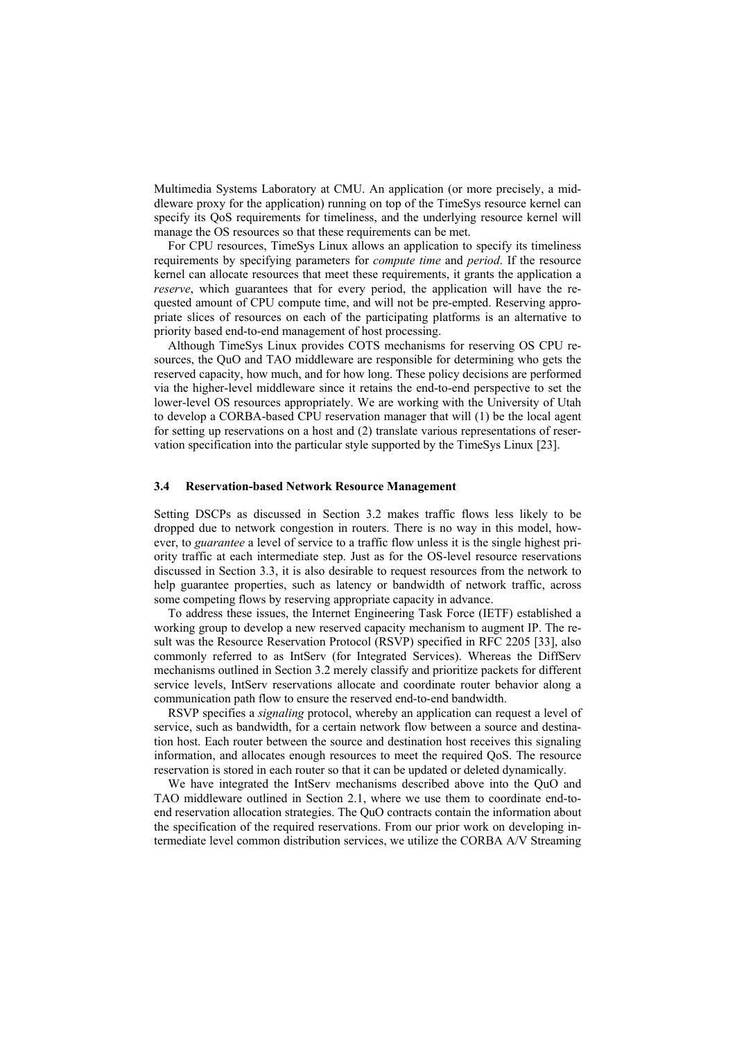Multimedia Systems Laboratory at CMU. An application (or more precisely, a middleware proxy for the application) running on top of the TimeSys resource kernel can specify its QoS requirements for timeliness, and the underlying resource kernel will manage the OS resources so that these requirements can be met.

For CPU resources, TimeSys Linux allows an application to specify its timeliness requirements by specifying parameters for *compute time* and *period*. If the resource kernel can allocate resources that meet these requirements, it grants the application a *reserve*, which guarantees that for every period, the application will have the requested amount of CPU compute time, and will not be pre-empted. Reserving appropriate slices of resources on each of the participating platforms is an alternative to priority based end-to-end management of host processing.

Although TimeSys Linux provides COTS mechanisms for reserving OS CPU resources, the QuO and TAO middleware are responsible for determining who gets the reserved capacity, how much, and for how long. These policy decisions are performed via the higher-level middleware since it retains the end-to-end perspective to set the lower-level OS resources appropriately. We are working with the University of Utah to develop a CORBA-based CPU reservation manager that will (1) be the local agent for setting up reservations on a host and (2) translate various representations of reservation specification into the particular style supported by the TimeSys Linux [23].

### 3.4 Reservation-based Network Resource Management

Setting DSCPs as discussed in Section 3.2 makes traffic flows less likely to be dropped due to network congestion in routers. There is no way in this model, however, to *guarantee* a level of service to a traffic flow unless it is the single highest priority traffic at each intermediate step. Just as for the OS-level resource reservations discussed in Section 3.3, it is also desirable to request resources from the network to help guarantee properties, such as latency or bandwidth of network traffic, across some competing flows by reserving appropriate capacity in advance.

To address these issues, the Internet Engineering Task Force (IETF) established a working group to develop a new reserved capacity mechanism to augment IP. The result was the Resource Reservation Protocol (RSVP) specified in RFC 2205 [33], also commonly referred to as IntServ (for Integrated Services). Whereas the DiffServ mechanisms outlined in Section 3.2 merely classify and prioritize packets for different service levels, IntServ reservations allocate and coordinate router behavior along a communication path flow to ensure the reserved end-to-end bandwidth.

RSVP specifies a *signaling* protocol, whereby an application can request a level of service, such as bandwidth, for a certain network flow between a source and destination host. Each router between the source and destination host receives this signaling information, and allocates enough resources to meet the required QoS. The resource reservation is stored in each router so that it can be updated or deleted dynamically.

We have integrated the IntServ mechanisms described above into the QuO and TAO middleware outlined in Section 2.1, where we use them to coordinate end-to-end reservation allocation strategies. The QuO contracts contain the information about the specification of the required reservations. From our prior work on developing intermediate level common distribution services, we utilize the CORBA A/V Streaming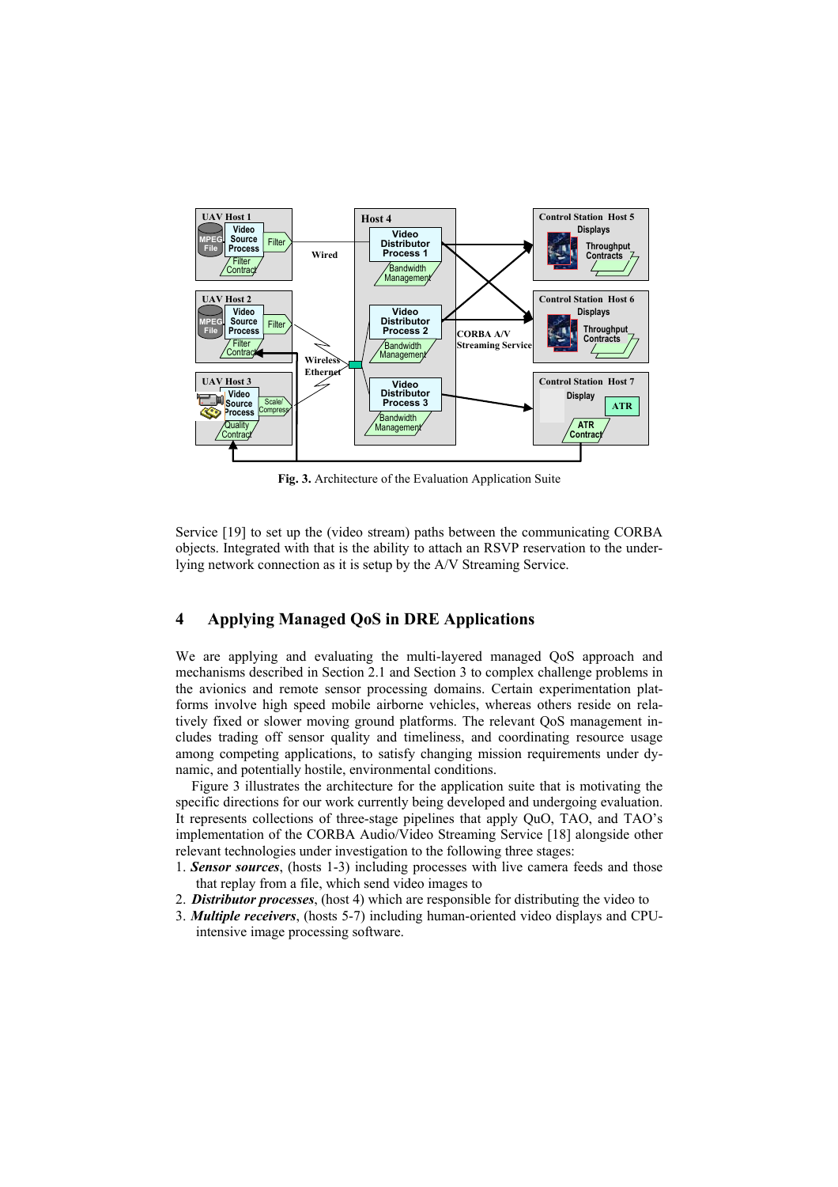Fig. 3. Architecture of the Evaluation Application Suite

Service [19] to set up the (video stream) paths between the communicating CORBA objects. Integrated with that is the ability to attach an RSVP reservation to the underlying network connection as it is setup by the A/V Streaming Service.

## 4 Applying Managed QoS in DRE Applications

We are applying and evaluating the multi-layered managed QoS approach and mechanisms described in Section 2.1 and Section 3 to complex challenge problems in the avionics and remote sensor processing domains. Certain experimentation platforms involve high speed mobile airborne vehicles, whereas others reside on relatively fixed or slower moving ground platforms. The relevant QoS management includes trading off sensor quality and timeliness, and coordinating resource usage among competing applications, to satisfy changing mission requirements under dynamic, and potentially hostile, environmental conditions.

Figure 3 illustrates the architecture for the application suite that is motivating the specific directions for our work currently being developed and undergoing evaluation. It represents collections of three-stage pipelines that apply QuO, TAO, and TAO's implementation of the CORBA Audio/Video Streaming Service [18] alongside other relevant technologies under investigation to the following three stages:

1. ***Sensor sources***, (hosts 1-3) including processes with live camera feeds and those that replay from a file, which send video images to
2. ***Distributor processes***, (host 4) which are responsible for distributing the video to
3. ***Multiple receivers***, (hosts 5-7) including human-oriented video displays and CPU-intensive image processing software.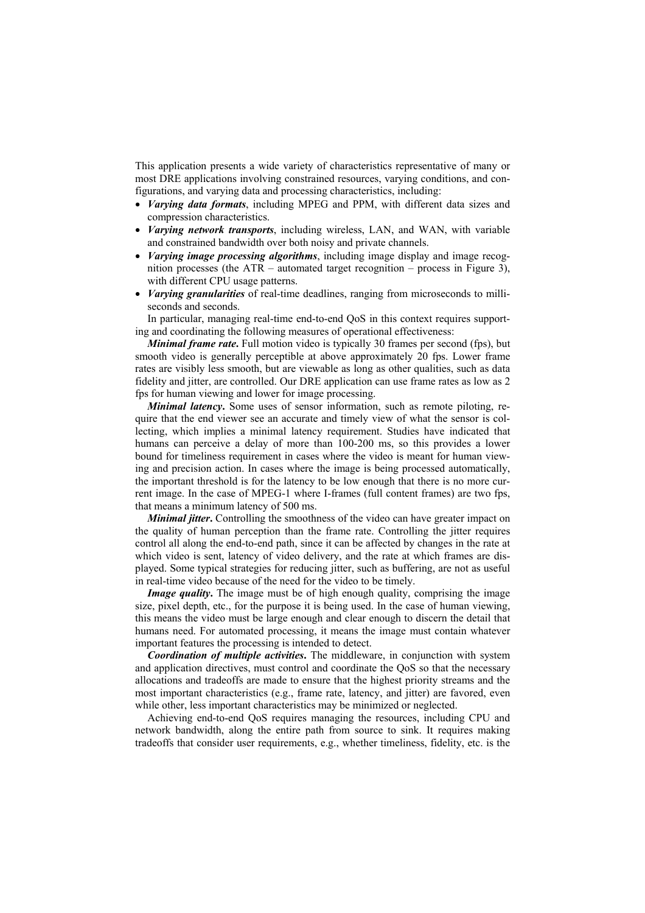This application presents a wide variety of characteristics representative of many or most DRE applications involving constrained resources, varying conditions, and configurations, and varying data and processing characteristics, including:

- ***Varying data formats***, including MPEG and PPM, with different data sizes and compression characteristics.
- ***Varying network transports***, including wireless, LAN, and WAN, with variable and constrained bandwidth over both noisy and private channels.
- ***Varying image processing algorithms***, including image display and image recognition processes (the ATR – automated target recognition – process in Figure 3), with different CPU usage patterns.
- ***Varying granularities*** of real-time deadlines, ranging from microseconds to milliseconds and seconds.

In particular, managing real-time end-to-end QoS in this context requires supporting and coordinating the following measures of operational effectiveness:

***Minimal frame rate*.** Full motion video is typically 30 frames per second (fps), but smooth video is generally perceptible at above approximately 20 fps. Lower frame rates are visibly less smooth, but are viewable as long as other qualities, such as data fidelity and jitter, are controlled. Our DRE application can use frame rates as low as 2 fps for human viewing and lower for image processing.

***Minimal latency*.** Some uses of sensor information, such as remote piloting, require that the end viewer see an accurate and timely view of what the sensor is collecting, which implies a minimal latency requirement. Studies have indicated that humans can perceive a delay of more than 100-200 ms, so this provides a lower bound for timeliness requirement in cases where the video is meant for human viewing and precision action. In cases where the image is being processed automatically, the important threshold is for the latency to be low enough that there is no more current image. In the case of MPEG-1 where I-frames (full content frames) are two fps, that means a minimum latency of 500 ms.

***Minimal jitter*.** Controlling the smoothness of the video can have greater impact on the quality of human perception than the frame rate. Controlling the jitter requires control all along the end-to-end path, since it can be affected by changes in the rate at which video is sent, latency of video delivery, and the rate at which frames are displayed. Some typical strategies for reducing jitter, such as buffering, are not as useful in real-time video because of the need for the video to be timely.

***Image quality*.** The image must be of high enough quality, comprising the image size, pixel depth, etc., for the purpose it is being used. In the case of human viewing, this means the video must be large enough and clear enough to discern the detail that humans need. For automated processing, it means the image must contain whatever important features the processing is intended to detect.

***Coordination of multiple activities*.** The middleware, in conjunction with system and application directives, must control and coordinate the QoS so that the necessary allocations and tradeoffs are made to ensure that the highest priority streams and the most important characteristics (e.g., frame rate, latency, and jitter) are favored, even while other, less important characteristics may be minimized or neglected.

Achieving end-to-end QoS requires managing the resources, including CPU and network bandwidth, along the entire path from source to sink. It requires making tradeoffs that consider user requirements, e.g., whether timeliness, fidelity, etc. is the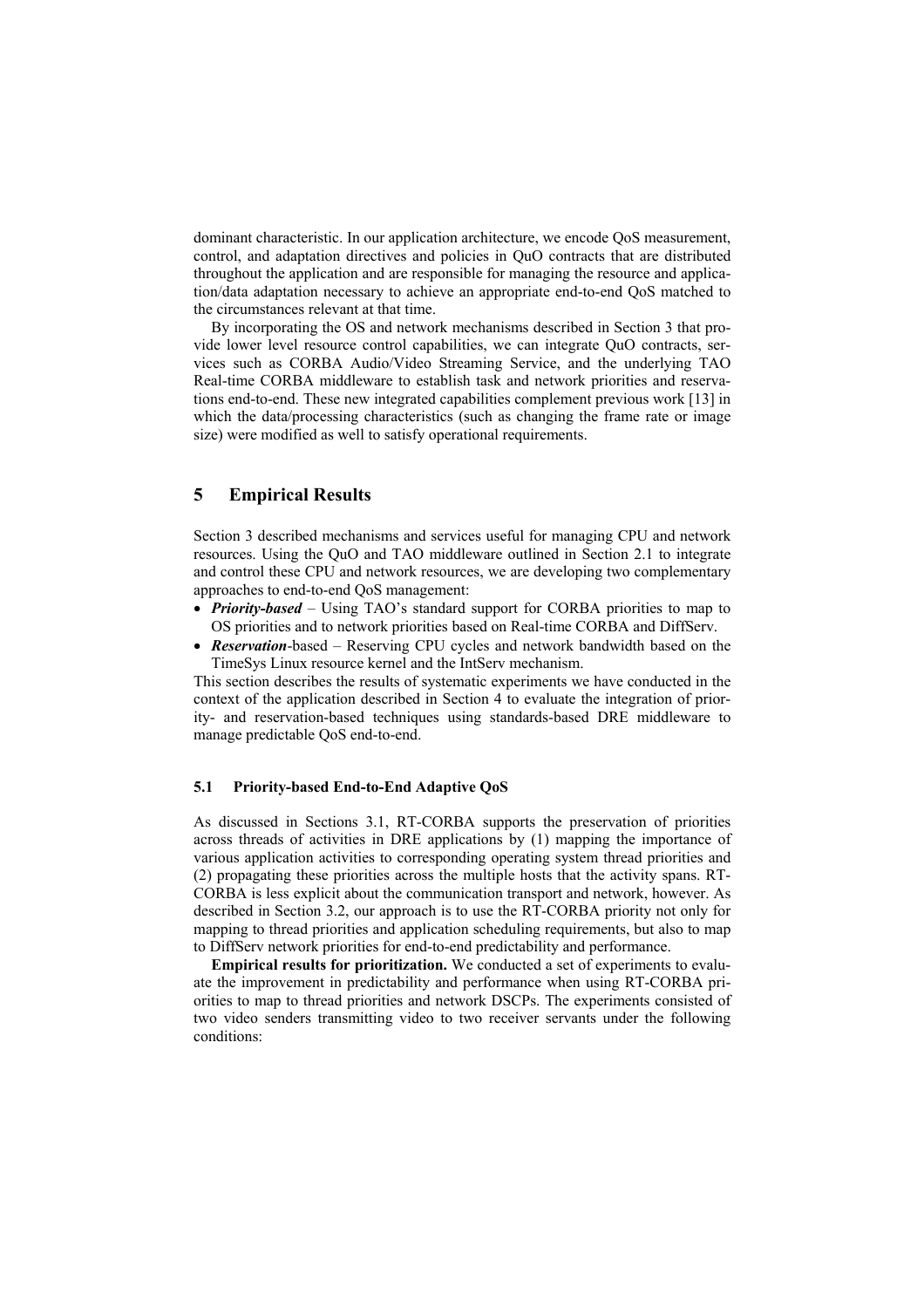dominant characteristic. In our application architecture, we encode QoS measurement, control, and adaptation directives and policies in QuO contracts that are distributed throughout the application and are responsible for managing the resource and application/data adaptation necessary to achieve an appropriate end-to-end QoS matched to the circumstances relevant at that time.

By incorporating the OS and network mechanisms described in Section 3 that provide lower level resource control capabilities, we can integrate QuO contracts, services such as CORBA Audio/Video Streaming Service, and the underlying TAO Real-time CORBA middleware to establish task and network priorities and reservations end-to-end. These new integrated capabilities complement previous work [13] in which the data/processing characteristics (such as changing the frame rate or image size) were modified as well to satisfy operational requirements.

## 5 Empirical Results

Section 3 described mechanisms and services useful for managing CPU and network resources. Using the QuO and TAO middleware outlined in Section 2.1 to integrate and control these CPU and network resources, we are developing two complementary approaches to end-to-end QoS management:

- ***Priority-based*** – Using TAO's standard support for CORBA priorities to map to OS priorities and to network priorities based on Real-time CORBA and DiffServ.
- ***Reservation***-based – Reserving CPU cycles and network bandwidth based on the TimeSys Linux resource kernel and the IntServ mechanism.

This section describes the results of systematic experiments we have conducted in the context of the application described in Section 4 to evaluate the integration of priority- and reservation-based techniques using standards-based DRE middleware to manage predictable QoS end-to-end.

### 5.1 Priority-based End-to-End Adaptive QoS

As discussed in Sections 3.1, RT-CORBA supports the preservation of priorities across threads of activities in DRE applications by (1) mapping the importance of various application activities to corresponding operating system thread priorities and (2) propagating these priorities across the multiple hosts that the activity spans. RT-CORBA is less explicit about the communication transport and network, however. As described in Section 3.2, our approach is to use the RT-CORBA priority not only for mapping to thread priorities and application scheduling requirements, but also to map to DiffServ network priorities for end-to-end predictability and performance.

**Empirical results for prioritization.** We conducted a set of experiments to evaluate the improvement in predictability and performance when using RT-CORBA priorities to map to thread priorities and network DSCPs. The experiments consisted of two video senders transmitting video to two receiver servants under the following conditions: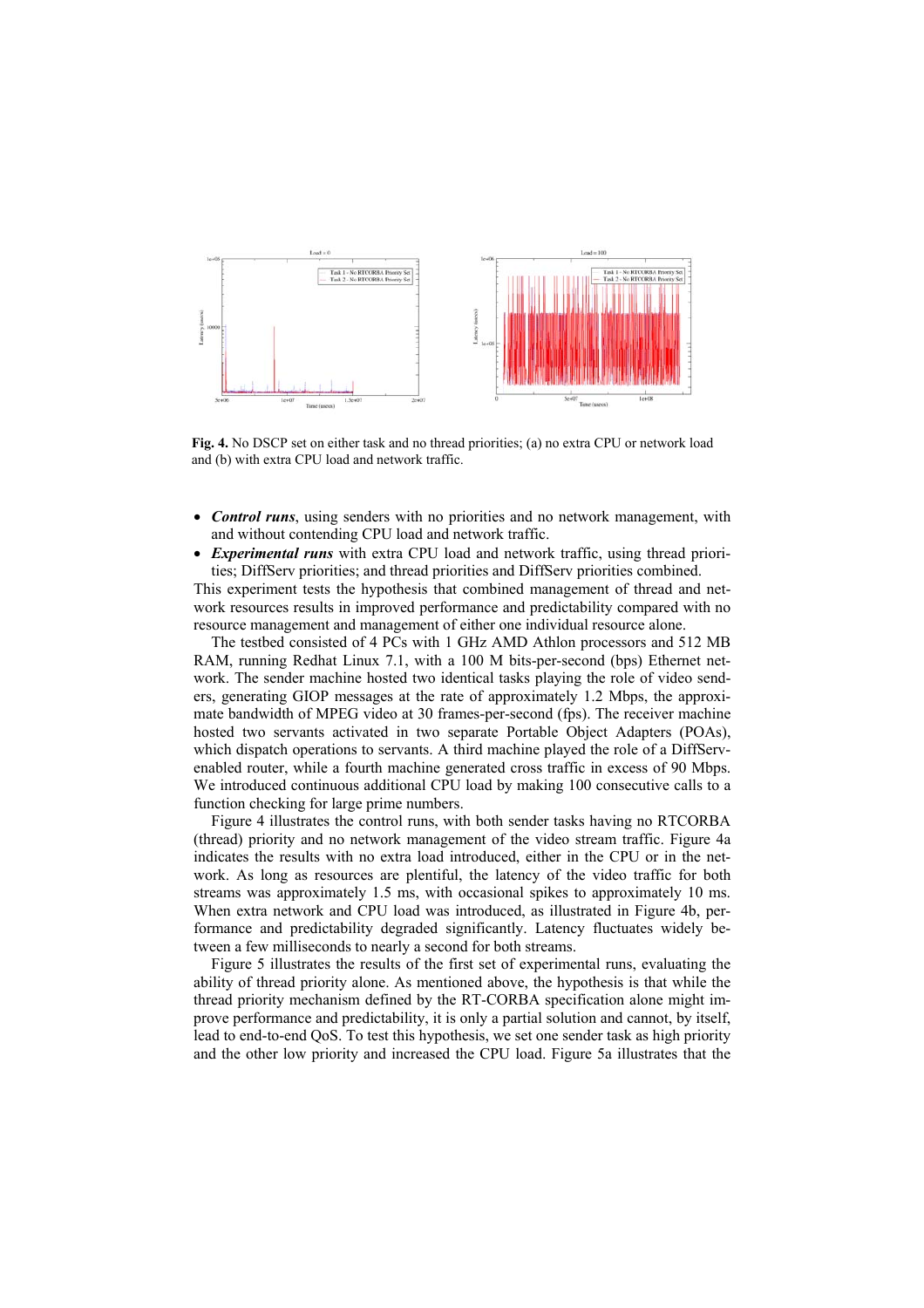**Fig. 4.** No DSCP set on either task and no thread priorities; (a) no extra CPU or network load and (b) with extra CPU load and network traffic.

- ***Control runs***, using senders with no priorities and no network management, with and without contending CPU load and network traffic.
- ***Experimental runs*** with extra CPU load and network traffic, using thread priorities; DiffServ priorities; and thread priorities and DiffServ priorities combined.

This experiment tests the hypothesis that combined management of thread and network resources results in improved performance and predictability compared with no resource management and management of either one individual resource alone.

The testbed consisted of 4 PCs with 1 GHz AMD Athlon processors and 512 MB RAM, running Redhat Linux 7.1, with a 100 M bits-per-second (bps) Ethernet network. The sender machine hosted two identical tasks playing the role of video senders, generating GIOP messages at the rate of approximately 1.2 Mbps, the approximate bandwidth of MPEG video at 30 frames-per-second (fps). The receiver machine hosted two servants activated in two separate Portable Object Adapters (POAs), which dispatch operations to servants. A third machine played the role of a DiffServ-enabled router, while a fourth machine generated cross traffic in excess of 90 Mbps. We introduced continuous additional CPU load by making 100 consecutive calls to a function checking for large prime numbers.

Figure 4 illustrates the control runs, with both sender tasks having no RTCORBA (thread) priority and no network management of the video stream traffic. Figure 4a indicates the results with no extra load introduced, either in the CPU or in the network. As long as resources are plentiful, the latency of the video traffic for both streams was approximately 1.5 ms, with occasional spikes to approximately 10 ms. When extra network and CPU load was introduced, as illustrated in Figure 4b, performance and predictability degraded significantly. Latency fluctuates widely between a few milliseconds to nearly a second for both streams.

Figure 5 illustrates the results of the first set of experimental runs, evaluating the ability of thread priority alone. As mentioned above, the hypothesis is that while the thread priority mechanism defined by the RT-CORBA specification alone might improve performance and predictability, it is only a partial solution and cannot, by itself, lead to end-to-end QoS. To test this hypothesis, we set one sender task as high priority and the other low priority and increased the CPU load. Figure 5a illustrates that the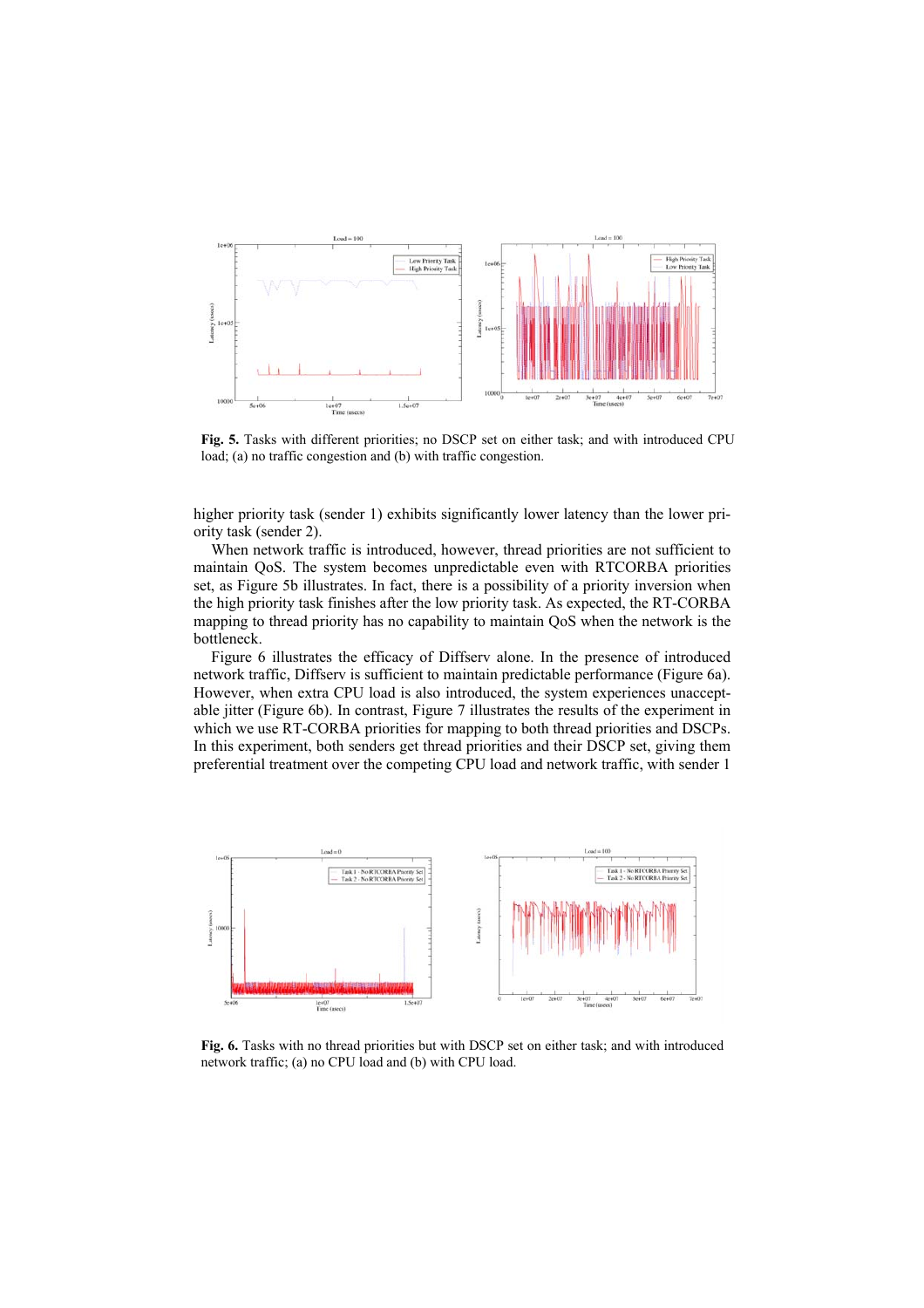**Fig. 5.** Tasks with different priorities; no DSCP set on either task; and with introduced CPU load; (a) no traffic congestion and (b) with traffic congestion.

higher priority task (sender 1) exhibits significantly lower latency than the lower priority task (sender 2).

When network traffic is introduced, however, thread priorities are not sufficient to maintain QoS. The system becomes unpredictable even with RTCORBA priorities set, as Figure 5b illustrates. In fact, there is a possibility of a priority inversion when the high priority task finishes after the low priority task. As expected, the RT-CORBA mapping to thread priority has no capability to maintain QoS when the network is the bottleneck.

Figure 6 illustrates the efficacy of Diffserv alone. In the presence of introduced network traffic, Diffserv is sufficient to maintain predictable performance (Figure 6a). However, when extra CPU load is also introduced, the system experiences unacceptable jitter (Figure 6b). In contrast, Figure 7 illustrates the results of the experiment in which we use RT-CORBA priorities for mapping to both thread priorities and DSCPs. In this experiment, both senders get thread priorities and their DSCP set, giving them preferential treatment over the competing CPU load and network traffic, with sender 1

**Fig. 6.** Tasks with no thread priorities but with DSCP set on either task; and with introduced network traffic; (a) no CPU load and (b) with CPU load.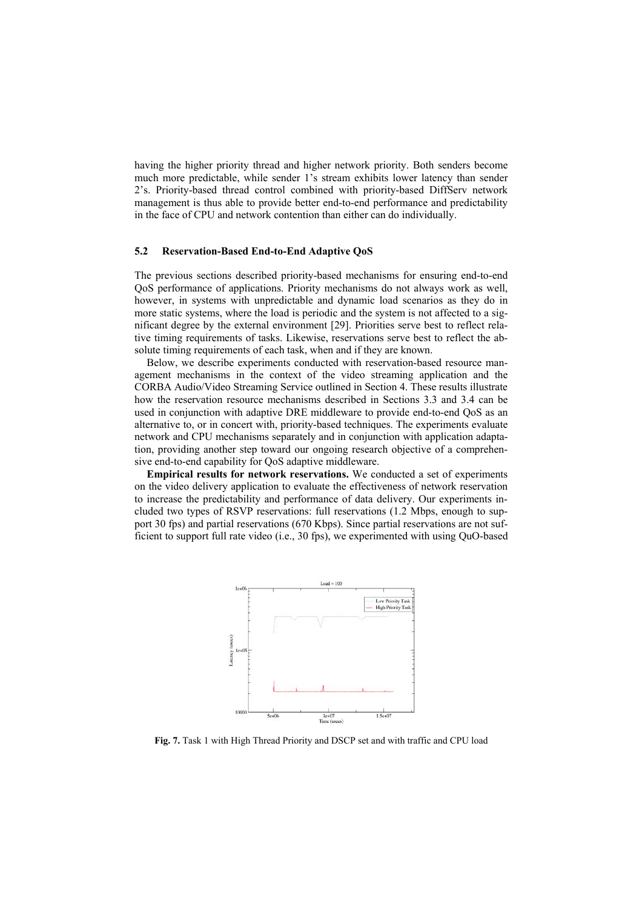having the higher priority thread and higher network priority. Both senders become much more predictable, while sender 1's stream exhibits lower latency than sender 2's. Priority-based thread control combined with priority-based DiffServ network management is thus able to provide better end-to-end performance and predictability in the face of CPU and network contention than either can do individually.

### 5.2 Reservation-Based End-to-End Adaptive QoS

The previous sections described priority-based mechanisms for ensuring end-to-end QoS performance of applications. Priority mechanisms do not always work as well, however, in systems with unpredictable and dynamic load scenarios as they do in more static systems, where the load is periodic and the system is not affected to a significant degree by the external environment [29]. Priorities serve best to reflect relative timing requirements of tasks. Likewise, reservations serve best to reflect the absolute timing requirements of each task, when and if they are known.

Below, we describe experiments conducted with reservation-based resource management mechanisms in the context of the video streaming application and the CORBA Audio/Video Streaming Service outlined in Section 4. These results illustrate how the reservation resource mechanisms described in Sections 3.3 and 3.4 can be used in conjunction with adaptive DRE middleware to provide end-to-end QoS as an alternative to, or in concert with, priority-based techniques. The experiments evaluate network and CPU mechanisms separately and in conjunction with application adaptation, providing another step toward our ongoing research objective of a comprehensive end-to-end capability for QoS adaptive middleware.

**Empirical results for network reservations.** We conducted a set of experiments on the video delivery application to evaluate the effectiveness of network reservation to increase the predictability and performance of data delivery. Our experiments included two types of RSVP reservations: full reservations (1.2 Mbps, enough to support 30 fps) and partial reservations (670 Kbps). Since partial reservations are not sufficient to support full rate video (i.e., 30 fps), we experimented with using QuO-based

**Fig. 7.** Task 1 with High Thread Priority and DSCP set and with traffic and CPU load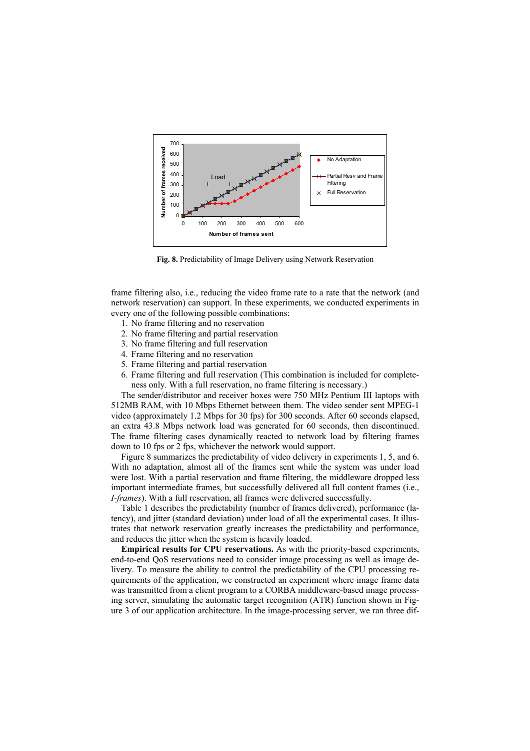**Fig. 8.** Predictability of Image Delivery using Network Reservation

frame filtering also, i.e., reducing the video frame rate to a rate that the network (and network reservation) can support. In these experiments, we conducted experiments in every one of the following possible combinations:

1. No frame filtering and no reservation
2. No frame filtering and partial reservation
3. No frame filtering and full reservation
4. Frame filtering and no reservation
5. Frame filtering and partial reservation
6. Frame filtering and full reservation (This combination is included for completeness only. With a full reservation, no frame filtering is necessary.)

The sender/distributor and receiver boxes were 750 MHz Pentium III laptops with 512MB RAM, with 10 Mbps Ethernet between them. The video sender sent MPEG-1 video (approximately 1.2 Mbps for 30 fps) for 300 seconds. After 60 seconds elapsed, an extra 43.8 Mbps network load was generated for 60 seconds, then discontinued. The frame filtering cases dynamically reacted to network load by filtering frames down to 10 fps or 2 fps, whichever the network would support.

Figure 8 summarizes the predictability of video delivery in experiments 1, 5, and 6. With no adaptation, almost all of the frames sent while the system was under load were lost. With a partial reservation and frame filtering, the middleware dropped less important intermediate frames, but successfully delivered all full content frames (i.e., *I-frames*). With a full reservation, all frames were delivered successfully.

Table 1 describes the predictability (number of frames delivered), performance (latency), and jitter (standard deviation) under load of all the experimental cases. It illustrates that network reservation greatly increases the predictability and performance, and reduces the jitter when the system is heavily loaded.

**Empirical results for CPU reservations.** As with the priority-based experiments, end-to-end QoS reservations need to consider image processing as well as image delivery. To measure the ability to control the predictability of the CPU processing requirements of the application, we constructed an experiment where image frame data was transmitted from a client program to a CORBA middleware-based image processing server, simulating the automatic target recognition (ATR) function shown in Figure 3 of our application architecture. In the image-processing server, we ran three dif-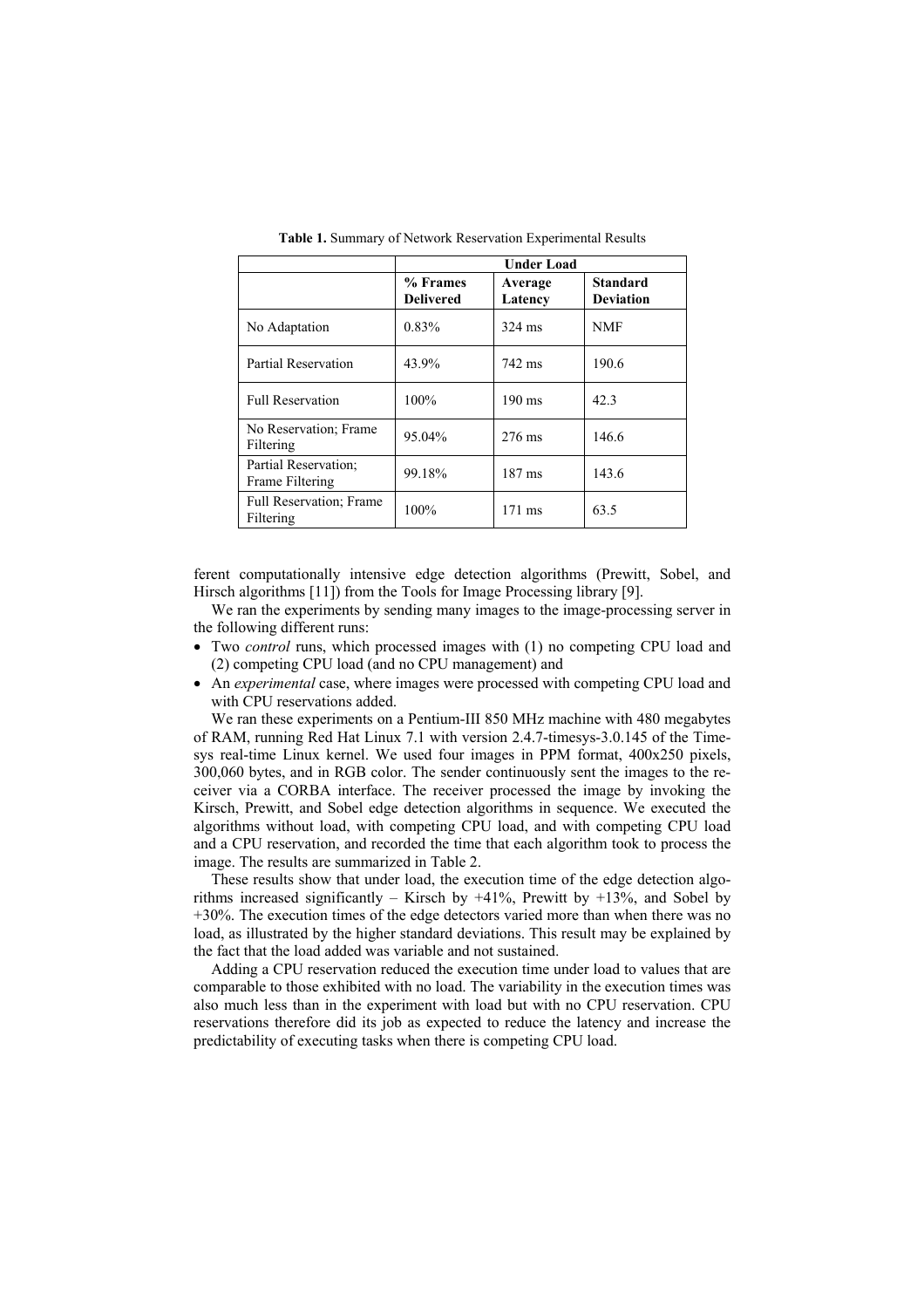**Table 1.** Summary of Network Reservation Experimental Results

| | Under Load | | |
|---|---|---|---|
| | **% Frames Delivered** | **Average Latency** | **Standard Deviation** |
| No Adaptation | 0.83% | 324 ms | NMF |
| Partial Reservation | 43.9% | 742 ms | 190.6 |
| Full Reservation | 100% | 190 ms | 42.3 |
| No Reservation; Frame Filtering | 95.04% | 276 ms | 146.6 |
| Partial Reservation; Frame Filtering | 99.18% | 187 ms | 143.6 |
| Full Reservation; Frame Filtering | 100% | 171 ms | 63.5 |

ferent computationally intensive edge detection algorithms (Prewitt, Sobel, and Hirsch algorithms [11]) from the Tools for Image Processing library [9].

We ran the experiments by sending many images to the image-processing server in the following different runs:

- Two *control* runs, which processed images with (1) no competing CPU load and (2) competing CPU load (and no CPU management) and
- An *experimental* case, where images were processed with competing CPU load and with CPU reservations added.

We ran these experiments on a Pentium-III 850 MHz machine with 480 megabytes of RAM, running Red Hat Linux 7.1 with version 2.4.7-timesys-3.0.145 of the Timesys real-time Linux kernel. We used four images in PPM format, 400x250 pixels, 300,060 bytes, and in RGB color. The sender continuously sent the images to the receiver via a CORBA interface. The receiver processed the image by invoking the Kirsch, Prewitt, and Sobel edge detection algorithms in sequence. We executed the algorithms without load, with competing CPU load, and with competing CPU load and a CPU reservation, and recorded the time that each algorithm took to process the image. The results are summarized in Table 2.

These results show that under load, the execution time of the edge detection algorithms increased significantly – Kirsch by +41%, Prewitt by +13%, and Sobel by +30%. The execution times of the edge detectors varied more than when there was no load, as illustrated by the higher standard deviations. This result may be explained by the fact that the load added was variable and not sustained.

Adding a CPU reservation reduced the execution time under load to values that are comparable to those exhibited with no load. The variability in the execution times was also much less than in the experiment with load but with no CPU reservation. CPU reservations therefore did its job as expected to reduce the latency and increase the predictability of executing tasks when there is competing CPU load.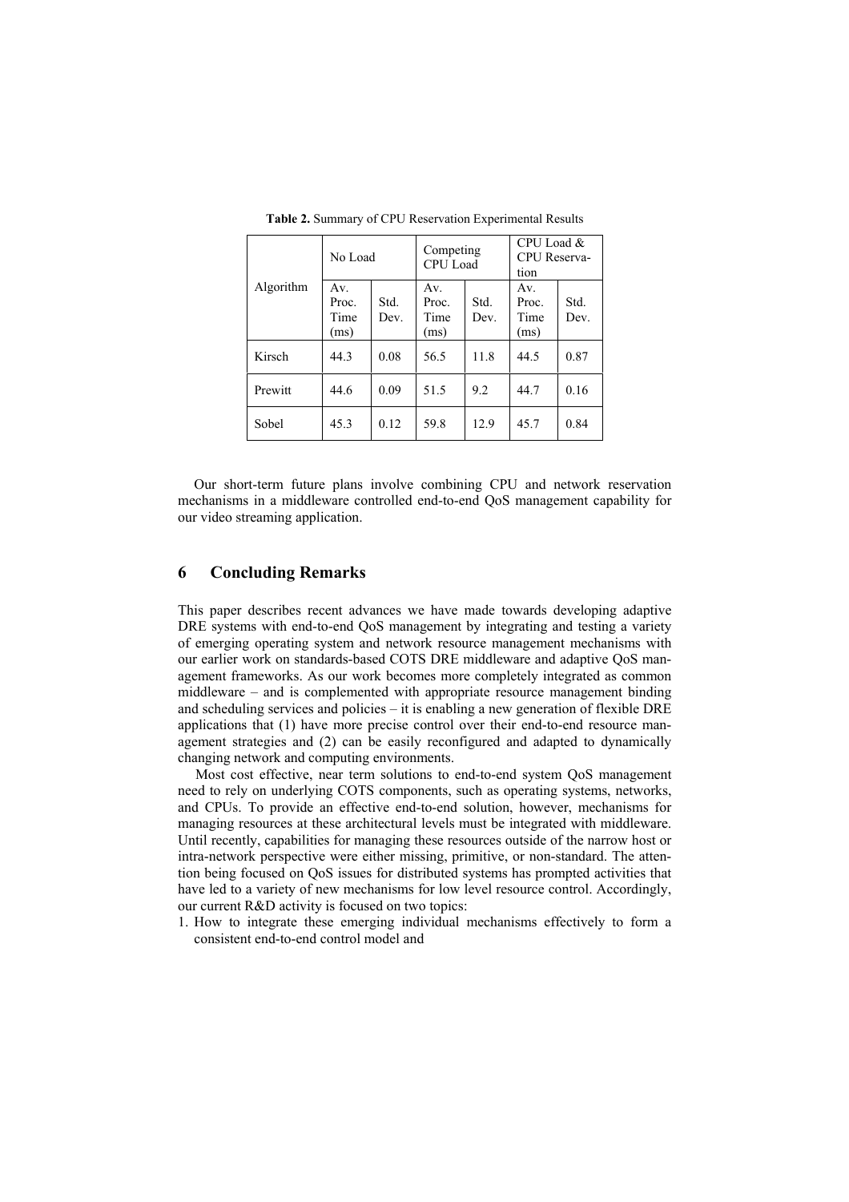**Table 2.** Summary of CPU Reservation Experimental Results

| Algorithm | No Load | | Competing CPU Load | | CPU Load & CPU Reservation | |
|---|---|---|---|---|---|---|
| | Av. Proc. Time (ms) | Std. Dev. | Av. Proc. Time (ms) | Std. Dev. | Av. Proc. Time (ms) | Std. Dev. |
| Kirsch | 44.3 | 0.08 | 56.5 | 11.8 | 44.5 | 0.87 |
| Prewitt | 44.6 | 0.09 | 51.5 | 9.2 | 44.7 | 0.16 |
| Sobel | 45.3 | 0.12 | 59.8 | 12.9 | 45.7 | 0.84 |

Our short-term future plans involve combining CPU and network reservation mechanisms in a middleware controlled end-to-end QoS management capability for our video streaming application.

## 6 Concluding Remarks

This paper describes recent advances we have made towards developing adaptive DRE systems with end-to-end QoS management by integrating and testing a variety of emerging operating system and network resource management mechanisms with our earlier work on standards-based COTS DRE middleware and adaptive QoS management frameworks. As our work becomes more completely integrated as common middleware – and is complemented with appropriate resource management binding and scheduling services and policies – it is enabling a new generation of flexible DRE applications that (1) have more precise control over their end-to-end resource management strategies and (2) can be easily reconfigured and adapted to dynamically changing network and computing environments.

Most cost effective, near term solutions to end-to-end system QoS management need to rely on underlying COTS components, such as operating systems, networks, and CPUs. To provide an effective end-to-end solution, however, mechanisms for managing resources at these architectural levels must be integrated with middleware. Until recently, capabilities for managing these resources outside of the narrow host or intra-network perspective were either missing, primitive, or non-standard. The attention being focused on QoS issues for distributed systems has prompted activities that have led to a variety of new mechanisms for low level resource control. Accordingly, our current R&D activity is focused on two topics:

1. How to integrate these emerging individual mechanisms effectively to form a consistent end-to-end control model and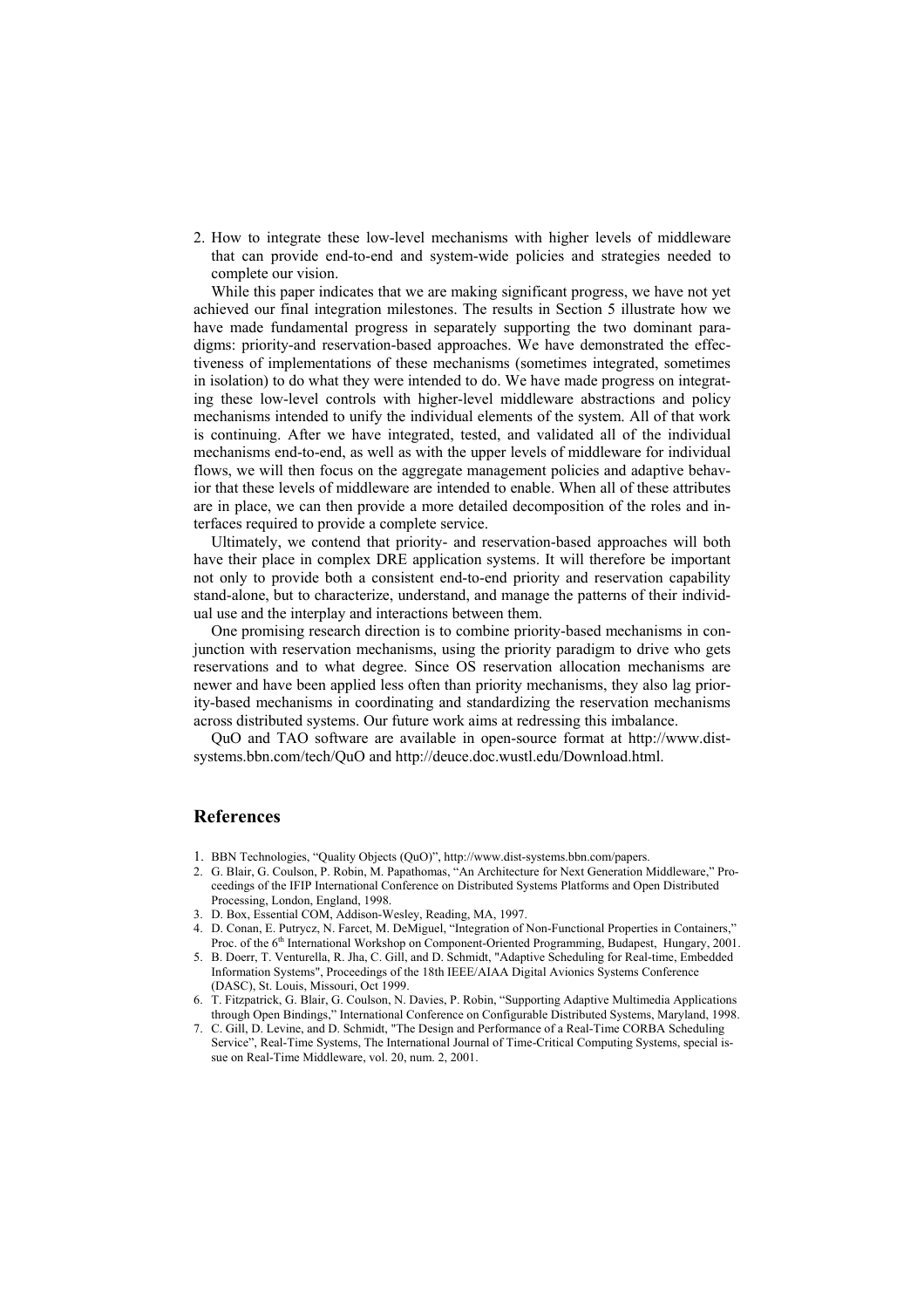2. How to integrate these low-level mechanisms with higher levels of middleware that can provide end-to-end and system-wide policies and strategies needed to complete our vision.

While this paper indicates that we are making significant progress, we have not yet achieved our final integration milestones. The results in Section 5 illustrate how we have made fundamental progress in separately supporting the two dominant paradigms: priority-and reservation-based approaches. We have demonstrated the effectiveness of implementations of these mechanisms (sometimes integrated, sometimes in isolation) to do what they were intended to do. We have made progress on integrating these low-level controls with higher-level middleware abstractions and policy mechanisms intended to unify the individual elements of the system. All of that work is continuing. After we have integrated, tested, and validated all of the individual mechanisms end-to-end, as well as with the upper levels of middleware for individual flows, we will then focus on the aggregate management policies and adaptive behavior that these levels of middleware are intended to enable. When all of these attributes are in place, we can then provide a more detailed decomposition of the roles and interfaces required to provide a complete service.

Ultimately, we contend that priority- and reservation-based approaches will both have their place in complex DRE application systems. It will therefore be important not only to provide both a consistent end-to-end priority and reservation capability stand-alone, but to characterize, understand, and manage the patterns of their individual use and the interplay and interactions between them.

One promising research direction is to combine priority-based mechanisms in conjunction with reservation mechanisms, using the priority paradigm to drive who gets reservations and to what degree. Since OS reservation allocation mechanisms are newer and have been applied less often than priority mechanisms, they also lag priority-based mechanisms in coordinating and standardizing the reservation mechanisms across distributed systems. Our future work aims at redressing this imbalance.

QuO and TAO software are available in open-source format at http://www.dist-systems.bbn.com/tech/QuO and http://deuce.doc.wustl.edu/Download.html.

## References

1. BBN Technologies, "Quality Objects (QuO)", http://www.dist-systems.bbn.com/papers.
2. G. Blair, G. Coulson, P. Robin, M. Papathomas, "An Architecture for Next Generation Middleware," Proceedings of the IFIP International Conference on Distributed Systems Platforms and Open Distributed Processing, London, England, 1998.
3. D. Box, Essential COM, Addison-Wesley, Reading, MA, 1997.
4. D. Conan, E. Putrycz, N. Farcet, M. DeMiguel, "Integration of Non-Functional Properties in Containers," Proc. of the 6th International Workshop on Component-Oriented Programming, Budapest, Hungary, 2001.
5. B. Doerr, T. Venturella, R. Jha, C. Gill, and D. Schmidt, "Adaptive Scheduling for Real-time, Embedded Information Systems", Proceedings of the 18th IEEE/AIAA Digital Avionics Systems Conference (DASC), St. Louis, Missouri, Oct 1999.
6. T. Fitzpatrick, G. Blair, G. Coulson, N. Davies, P. Robin, "Supporting Adaptive Multimedia Applications through Open Bindings," International Conference on Configurable Distributed Systems, Maryland, 1998.
7. C. Gill, D. Levine, and D. Schmidt, "The Design and Performance of a Real-Time CORBA Scheduling Service", Real-Time Systems, The International Journal of Time-Critical Computing Systems, special issue on Real-Time Middleware, vol. 20, num. 2, 2001.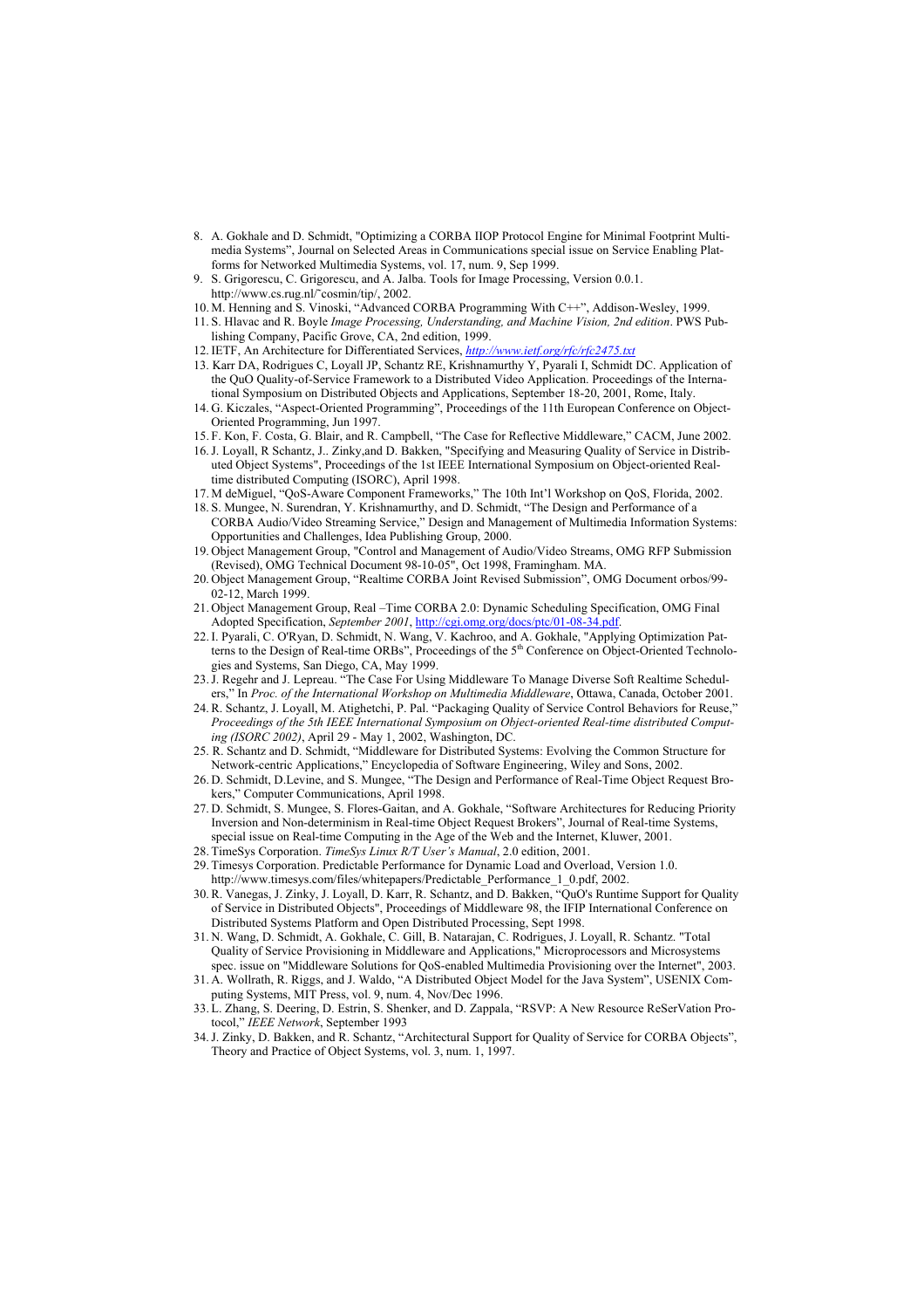8. A. Gokhale and D. Schmidt, "Optimizing a CORBA IIOP Protocol Engine for Minimal Footprint Multimedia Systems", Journal on Selected Areas in Communications special issue on Service Enabling Platforms for Networked Multimedia Systems, vol. 17, num. 9, Sep 1999.
9. S. Grigorescu, C. Grigorescu, and A. Jalba. Tools for Image Processing, Version 0.0.1. http://www.cs.rug.nl/~cosmin/tip/, 2002.
10. M. Henning and S. Vinoski, "Advanced CORBA Programming With C++", Addison-Wesley, 1999.
11. S. Hlavac and R. Boyle *Image Processing, Understanding, and Machine Vision, 2nd edition*. PWS Publishing Company, Pacific Grove, CA, 2nd edition, 1999.
12. IETF, An Architecture for Differentiated Services, *http://www.ietf.org/rfc/rfc2475.txt*
13. Karr DA, Rodrigues C, Loyall JP, Schantz RE, Krishnamurthy Y, Pyarali I, Schmidt DC. Application of the QuO Quality-of-Service Framework to a Distributed Video Application. Proceedings of the International Symposium on Distributed Objects and Applications, September 18-20, 2001, Rome, Italy.
14. G. Kiczales, "Aspect-Oriented Programming", Proceedings of the 11th European Conference on Object-Oriented Programming, Jun 1997.
15. F. Kon, F. Costa, G. Blair, and R. Campbell, "The Case for Reflective Middleware," CACM, June 2002.
16. J. Loyall, R Schantz, J.. Zinky,and D. Bakken, "Specifying and Measuring Quality of Service in Distributed Object Systems", Proceedings of the 1st IEEE International Symposium on Object-oriented Real-time distributed Computing (ISORC), April 1998.
17. M deMiguel, "QoS-Aware Component Frameworks," The 10th Int'l Workshop on QoS, Florida, 2002.
18. S. Mungee, N. Surendran, Y. Krishnamurthy, and D. Schmidt, "The Design and Performance of a CORBA Audio/Video Streaming Service," Design and Management of Multimedia Information Systems: Opportunities and Challenges, Idea Publishing Group, 2000.
19. Object Management Group, "Control and Management of Audio/Video Streams, OMG RFP Submission (Revised), OMG Technical Document 98-10-05", Oct 1998, Framingham. MA.
20. Object Management Group, "Realtime CORBA Joint Revised Submission", OMG Document orbos/99-02-12, March 1999.
21. Object Management Group, Real –Time CORBA 2.0: Dynamic Scheduling Specification, OMG Final Adopted Specification, *September 2001*, http://cgi.omg.org/docs/ptc/01-08-34.pdf.
22. I. Pyarali, C. O'Ryan, D. Schmidt, N. Wang, V. Kachroo, and A. Gokhale, "Applying Optimization Patterns to the Design of Real-time ORBs", Proceedings of the 5th Conference on Object-Oriented Technologies and Systems, San Diego, CA, May 1999.
23. J. Regehr and J. Lepreau. "The Case For Using Middleware To Manage Diverse Soft Realtime Schedulers," In *Proc. of the International Workshop on Multimedia Middleware*, Ottawa, Canada, October 2001.
24. R. Schantz, J. Loyall, M. Atighetchi, P. Pal. "Packaging Quality of Service Control Behaviors for Reuse," *Proceedings of the 5th IEEE International Symposium on Object-oriented Real-time distributed Computing (ISORC 2002)*, April 29 - May 1, 2002, Washington, DC.
25. R. Schantz and D. Schmidt, "Middleware for Distributed Systems: Evolving the Common Structure for Network-centric Applications," Encyclopedia of Software Engineering, Wiley and Sons, 2002.
26. D. Schmidt, D.Levine, and S. Mungee, "The Design and Performance of Real-Time Object Request Brokers," Computer Communications, April 1998.
27. D. Schmidt, S. Mungee, S. Flores-Gaitan, and A. Gokhale, "Software Architectures for Reducing Priority Inversion and Non-determinism in Real-time Object Request Brokers", Journal of Real-time Systems, special issue on Real-time Computing in the Age of the Web and the Internet, Kluwer, 2001.
28. TimeSys Corporation. *TimeSys Linux R/T User's Manual*, 2.0 edition, 2001.
29. Timesys Corporation. Predictable Performance for Dynamic Load and Overload, Version 1.0. http://www.timesys.com/files/whitepapers/Predictable_Performance_1_0.pdf, 2002.
30. R. Vanegas, J. Zinky, J. Loyall, D. Karr, R. Schantz, and D. Bakken, "QuO's Runtime Support for Quality of Service in Distributed Objects", Proceedings of Middleware 98, the IFIP International Conference on Distributed Systems Platform and Open Distributed Processing, Sept 1998.
31. N. Wang, D. Schmidt, A. Gokhale, C. Gill, B. Natarajan, C. Rodrigues, J. Loyall, R. Schantz. "Total Quality of Service Provisioning in Middleware and Applications," Microprocessors and Microsystems spec. issue on "Middleware Solutions for QoS-enabled Multimedia Provisioning over the Internet", 2003.
31. A. Wollrath, R. Riggs, and J. Waldo, "A Distributed Object Model for the Java System", USENIX Computing Systems, MIT Press, vol. 9, num. 4, Nov/Dec 1996.
33. L. Zhang, S. Deering, D. Estrin, S. Shenker, and D. Zappala, "RSVP: A New Resource ReSerVation Protocol," *IEEE Network*, September 1993
34. J. Zinky, D. Bakken, and R. Schantz, "Architectural Support for Quality of Service for CORBA Objects", Theory and Practice of Object Systems, vol. 3, num. 1, 1997.